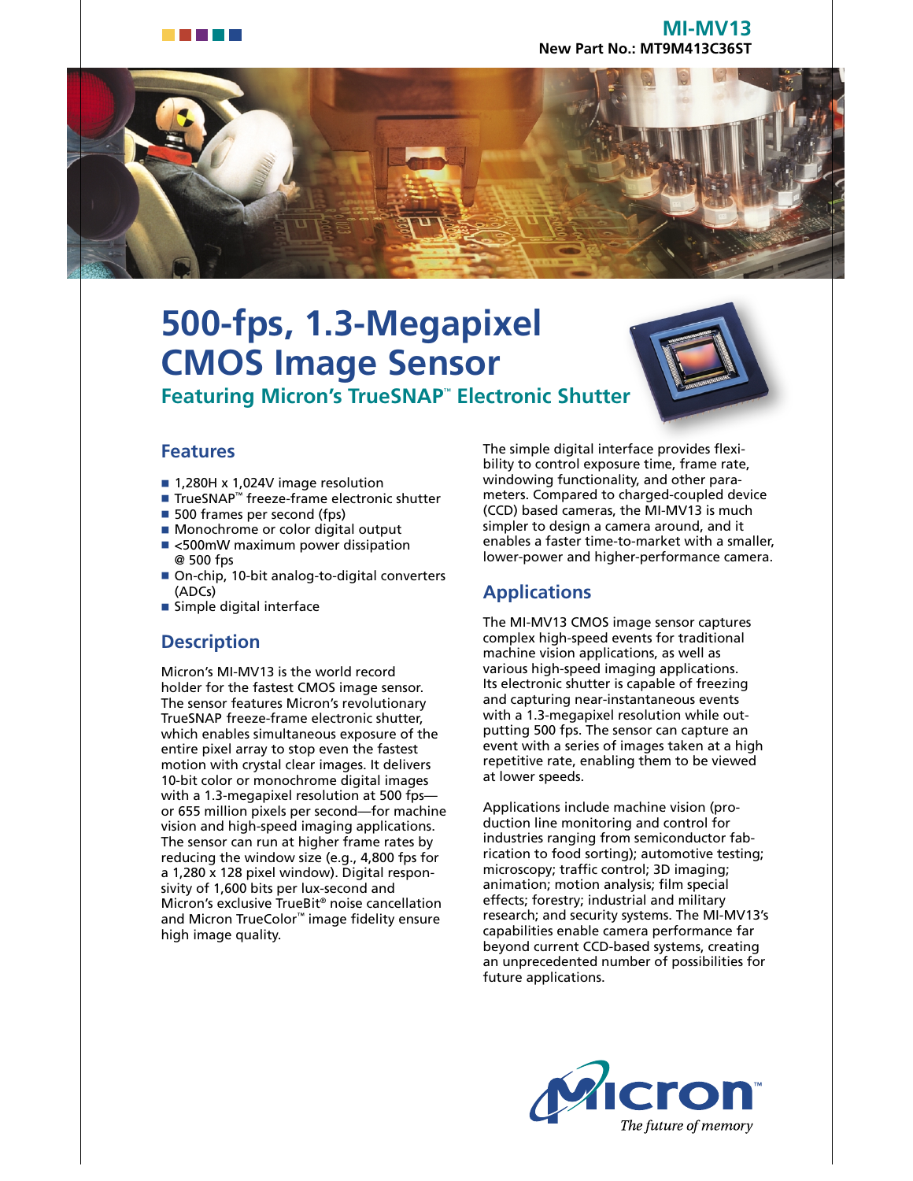**MI-MV13**
**New Part No.: MT9M413C36ST**

# 500-fps, 1.3-Megapixel CMOS Image Sensor

### Featuring Micron's TrueSNAP™ Electronic Shutter

## Features

- 1,280H x 1,024V image resolution
- TrueSNAP™ freeze-frame electronic shutter
- 500 frames per second (fps)
- Monochrome or color digital output
- <500mW maximum power dissipation @ 500 fps
- On-chip, 10-bit analog-to-digital converters (ADCs)
- Simple digital interface

## Description

Micron's MI-MV13 is the world record holder for the fastest CMOS image sensor. The sensor features Micron's revolutionary TrueSNAP freeze-frame electronic shutter, which enables simultaneous exposure of the entire pixel array to stop even the fastest motion with crystal clear images. It delivers 10-bit color or monochrome digital images with a 1.3-megapixel resolution at 500 fps—or 655 million pixels per second—for machine vision and high-speed imaging applications. The sensor can run at higher frame rates by reducing the window size (e.g., 4,800 fps for a 1,280 x 128 pixel window). Digital responsivity of 1,600 bits per lux-second and Micron's exclusive TrueBit® noise cancellation and Micron TrueColor™ image fidelity ensure high image quality.

The simple digital interface provides flexibility to control exposure time, frame rate, windowing functionality, and other parameters. Compared to charged-coupled device (CCD) based cameras, the MI-MV13 is much simpler to design a camera around, and it enables a faster time-to-market with a smaller, lower-power and higher-performance camera.

## Applications

The MI-MV13 CMOS image sensor captures complex high-speed events for traditional machine vision applications, as well as various high-speed imaging applications. Its electronic shutter is capable of freezing and capturing near-instantaneous events with a 1.3-megapixel resolution while outputting 500 fps. The sensor can capture an event with a series of images taken at a high repetitive rate, enabling them to be viewed at lower speeds.

Applications include machine vision (production line monitoring and control for industries ranging from semiconductor fabrication to food sorting); automotive testing; microscopy; traffic control; 3D imaging; animation; motion analysis; film special effects; forestry; industrial and military research; and security systems. The MI-MV13's capabilities enable camera performance far beyond current CCD-based systems, creating an unprecedented number of possibilities for future applications.

Micron™ *The future of memory*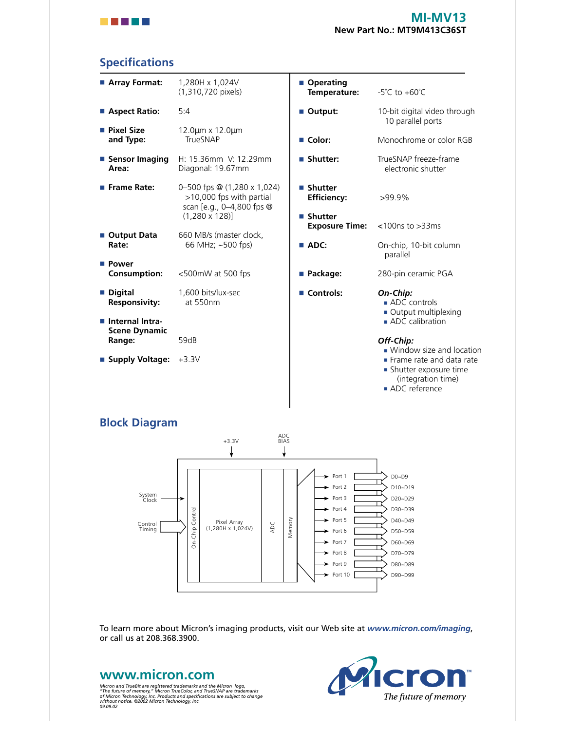**MI-MV13**
**New Part No.: MT9M413C36ST**

## Specifications

- **Array Format:** 1,280H x 1,024V (1,310,720 pixels)
- **Aspect Ratio:** 5:4
- **Pixel Size and Type:** 12.0µm x 12.0µm TrueSNAP
- **Sensor Imaging Area:** H: 15.36mm V: 12.29mm Diagonal: 19.67mm
- **Frame Rate:** 0–500 fps @ (1,280 x 1,024) >10,000 fps with partial scan [e.g., 0–4,800 fps @ (1,280 x 128)]
- **Output Data Rate:** 660 MB/s (master clock, 66 MHz; ~500 fps)
- **Power Consumption:** <500mW at 500 fps
- **Digital Responsivity:** 1,600 bits/lux-sec at 550nm
- **Internal Intra-Scene Dynamic Range:** 59dB
- **Supply Voltage:** +3.3V
- **Operating Temperature:** -5˚C to +60˚C
- **Output:** 10-bit digital video through 10 parallel ports
- **Color:** Monochrome or color RGB
- **Shutter:** TrueSNAP freeze-frame electronic shutter
- **Shutter Efficiency:** >99.9%
- **Shutter Exposure Time:** <100ns to >33ms
- **ADC:** On-chip, 10-bit column parallel
- **Package:** 280-pin ceramic PGA
- **Controls:**
  - ***On-Chip:***
    - ADC controls
    - Output multiplexing
    - ADC calibration
  - ***Off-Chip:***
    - Window size and location
    - Frame rate and data rate
    - Shutter exposure time (integration time)
    - ADC reference

## Block Diagram

+3.3V
ADC BIAS
System Clock
Control Timing
On-Chip Control
Pixel Array (1,280H x 1,024V)
ADC
Memory
Port 1 D0~D9
Port 2 D10~D19
Port 3 D20~D29
Port 4 D30~D39
Port 5 D40~D49
Port 6 D50~D59
Port 7 D60~D69
Port 8 D70~D79
Port 9 D80~D89
Port 10 D90~D99

To learn more about Micron's imaging products, visit our Web site at ***www.micron.com/imaging***, or call us at 208.368.3900.

**www.micron.com**

*Micron and TrueBit are registered trademarks and the Micron logo, "The future of memory," Micron TrueColor, and TrueSNAP are trademarks of Micron Technology, Inc. Products and specifications are subject to change without notice. ©2002 Micron Technology, Inc. 09.09.02*

Micron™ *The future of memory*